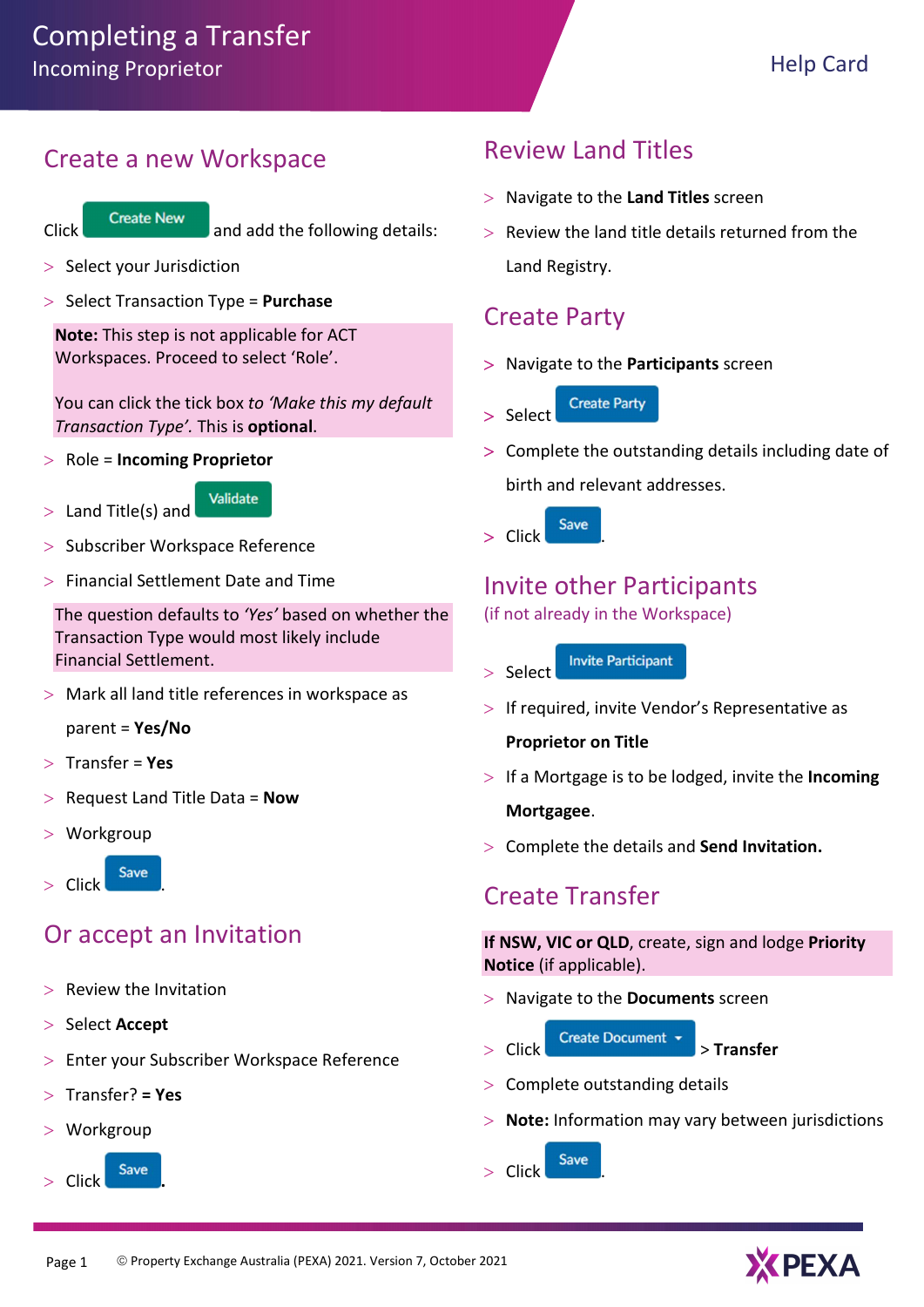# Completing a Transfer

Incoming Proprietor

Help Card

## Create a new Workspace

Click **Create New** and add the following details:

- Select your Jurisdiction
- Select Transaction Type = **Purchase**

> **Note:** This step is not applicable for ACT Workspaces. Proceed to select 'Role'.
>
> You can click the tick box *to 'Make this my default Transaction Type'*. This is **optional**.

- Role = **Incoming Proprietor**
- Land Title(s) and **Validate**
- Subscriber Workspace Reference
- Financial Settlement Date and Time

> The question defaults to *'Yes'* based on whether the Transaction Type would most likely include Financial Settlement.

- Mark all land title references in workspace as parent = **Yes/No**
- Transfer = **Yes**
- Request Land Title Data = **Now**
- Workgroup
- Click **Save**.

## Or accept an Invitation

- Review the Invitation
- Select **Accept**
- Enter your Subscriber Workspace Reference
- Transfer? **= Yes**
- Workgroup
- Click **Save**.

## Review Land Titles

- Navigate to the **Land Titles** screen
- Review the land title details returned from the Land Registry.

## Create Party

- Navigate to the **Participants** screen
- Select **Create Party**
- Complete the outstanding details including date of birth and relevant addresses.
- Click **Save**.

## Invite other Participants

(if not already in the Workspace)

- Select **Invite Participant**
- If required, invite Vendor's Representative as **Proprietor on Title**
- If a Mortgage is to be lodged, invite the **Incoming Mortgagee**.
- Complete the details and **Send Invitation.**

## Create Transfer

> **If NSW, VIC or QLD**, create, sign and lodge **Priority Notice** (if applicable).

- Navigate to the **Documents** screen
- Click **Create Document** > **Transfer**
- Complete outstanding details
- **Note:** Information may vary between jurisdictions
- Click **Save**.

© Property Exchange Australia (PEXA) 2021. Version 7, October 2021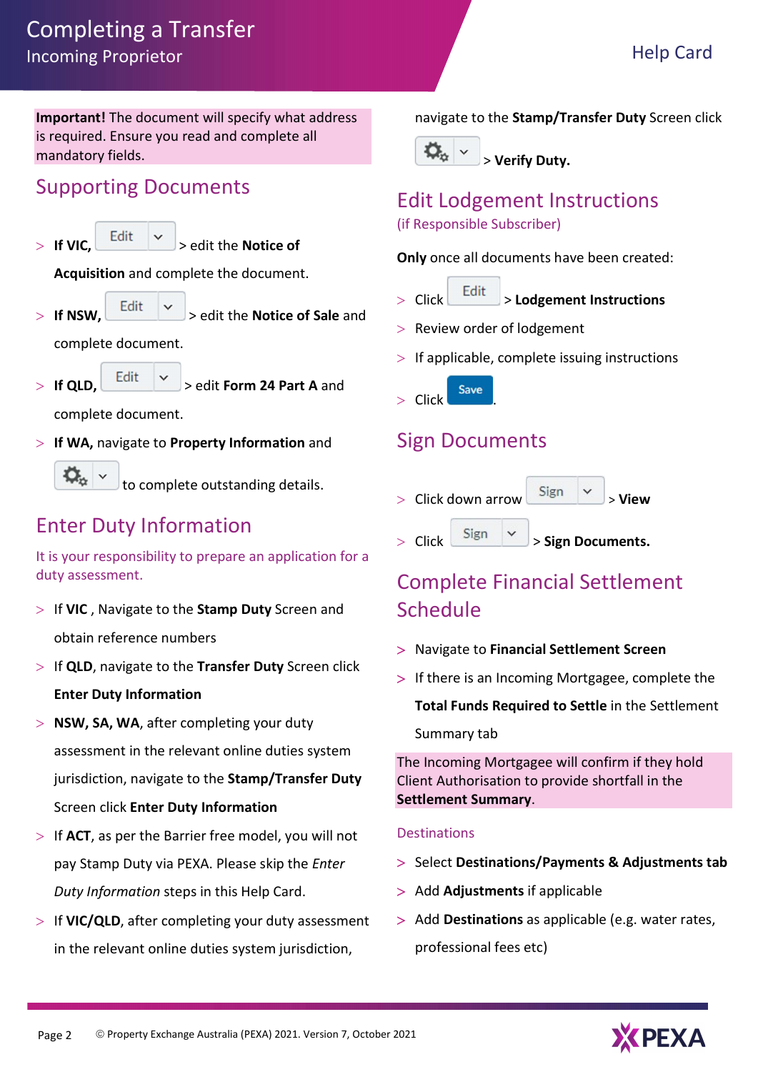**Important!** The document will specify what address is required. Ensure you read and complete all mandatory fields.

## Supporting Documents

- **If VIC,** Edit > edit the **Notice of Acquisition** and complete the document.
- **If NSW,** Edit > edit the **Notice of Sale** and complete document.
- **If QLD,** Edit > edit **Form 24 Part A** and complete document.
- **If WA,** navigate to **Property Information** and ⚙ to complete outstanding details.

## Enter Duty Information

It is your responsibility to prepare an application for a duty assessment.

- If **VIC** , Navigate to the **Stamp Duty** Screen and obtain reference numbers
- If **QLD**, navigate to the **Transfer Duty** Screen click **Enter Duty Information**
- **NSW, SA, WA**, after completing your duty assessment in the relevant online duties system jurisdiction, navigate to the **Stamp/Transfer Duty** Screen click **Enter Duty Information**
- If **ACT**, as per the Barrier free model, you will not pay Stamp Duty via PEXA. Please skip the *Enter Duty Information* steps in this Help Card.
- If **VIC/QLD**, after completing your duty assessment in the relevant online duties system jurisdiction, navigate to the **Stamp/Transfer Duty** Screen click ⚙ > **Verify Duty.**

## Edit Lodgement Instructions

(if Responsible Subscriber)

**Only** once all documents have been created:

- Click Edit > **Lodgement Instructions**
- Review order of lodgement
- If applicable, complete issuing instructions
- Click Save.

## Sign Documents

- Click down arrow Sign > **View**
- Click Sign > **Sign Documents.**

## Complete Financial Settlement Schedule

- Navigate to **Financial Settlement Screen**
- If there is an Incoming Mortgagee, complete the **Total Funds Required to Settle** in the Settlement Summary tab

The Incoming Mortgagee will confirm if they hold Client Authorisation to provide shortfall in the **Settlement Summary**.

### Destinations

- Select **Destinations/Payments & Adjustments tab**
- Add **Adjustments** if applicable
- Add **Destinations** as applicable (e.g. water rates, professional fees etc)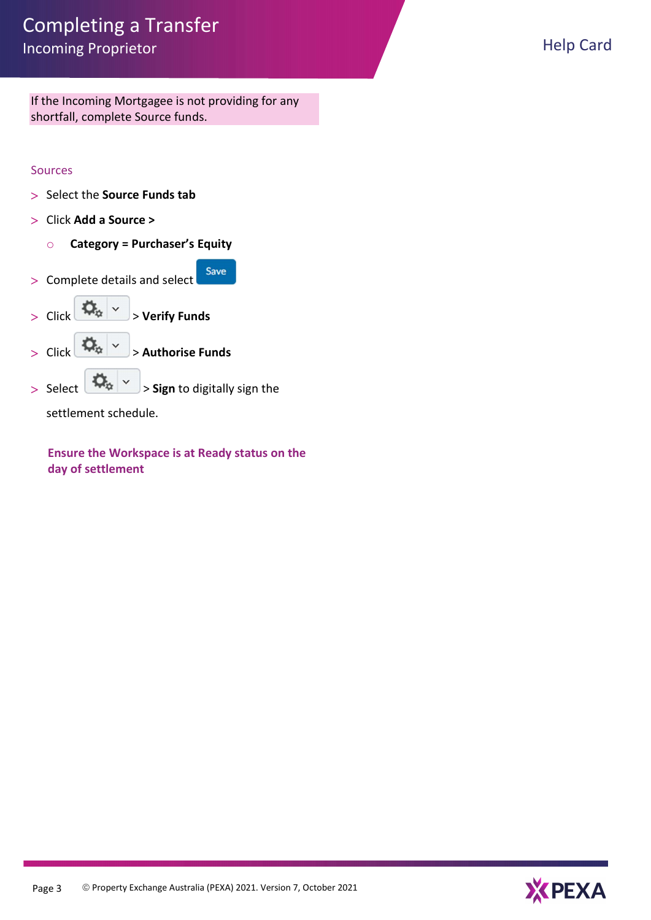If the Incoming Mortgagee is not providing for any shortfall, complete Source funds.

### Sources

- Select the **Source Funds tab**
- Click **Add a Source >**
  - **Category = Purchaser's Equity**
- Complete details and select Save
- Click > **Verify Funds**
- Click > **Authorise Funds**
- Select > **Sign** to digitally sign the settlement schedule.

**Ensure the Workspace is at Ready status on the day of settlement**